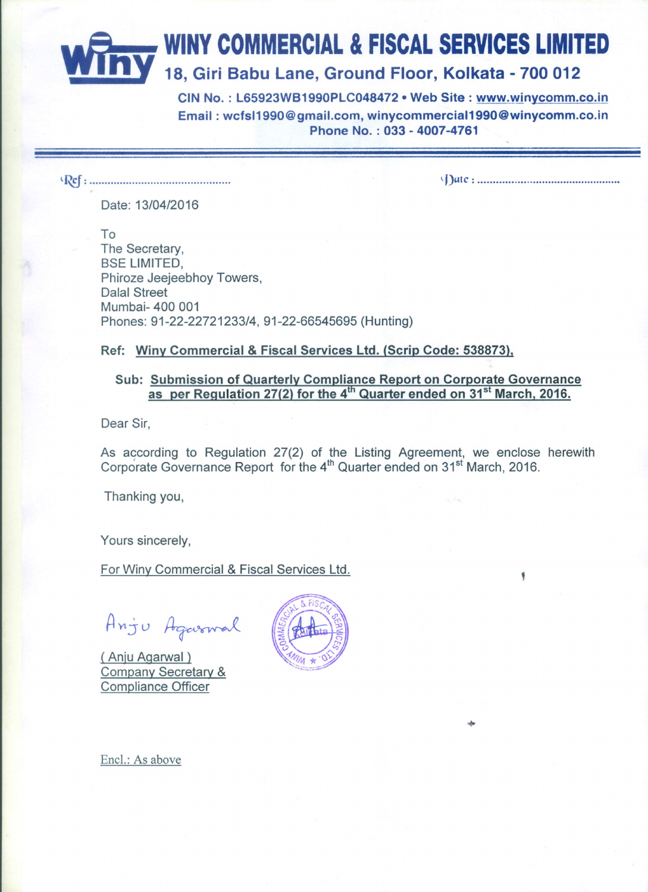# WINY COMMERCIAL & FISCAL SERVICES LIMITED

18, Giri Babu Lane, Ground Floor, Kolkata - 700 012

CIN No. : L65923WB1990PLC048472 • Web Site : www.winycomm.co.in
Email : wcfsl1990@gmail.com, winycommercial1990@winycomm.co.in
Phone No. : 033 - 4007-4761

Ref : ............................................ Date : ............................................

Date: 13/04/2016

To
The Secretary,
BSE LIMITED,
Phiroze Jeejeebhoy Towers,
Dalal Street
Mumbai- 400 001
Phones: 91-22-22721233/4, 91-22-66545695 (Hunting)

**Ref: Winy Commercial & Fiscal Services Ltd. (Scrip Code: 538873),**

**Sub: Submission of Quarterly Compliance Report on Corporate Governance as per Regulation 27(2) for the 4th Quarter ended on 31st March, 2016.**

Dear Sir,

As according to Regulation 27(2) of the Listing Agreement, we enclose herewith Corporate Governance Report for the 4th Quarter ended on 31st March, 2016.

Thanking you,

Yours sincerely,

For Winy Commercial & Fiscal Services Ltd.

Anju Agarwal

( Anju Agarwal )
Company Secretary &
Compliance Officer

Encl.: As above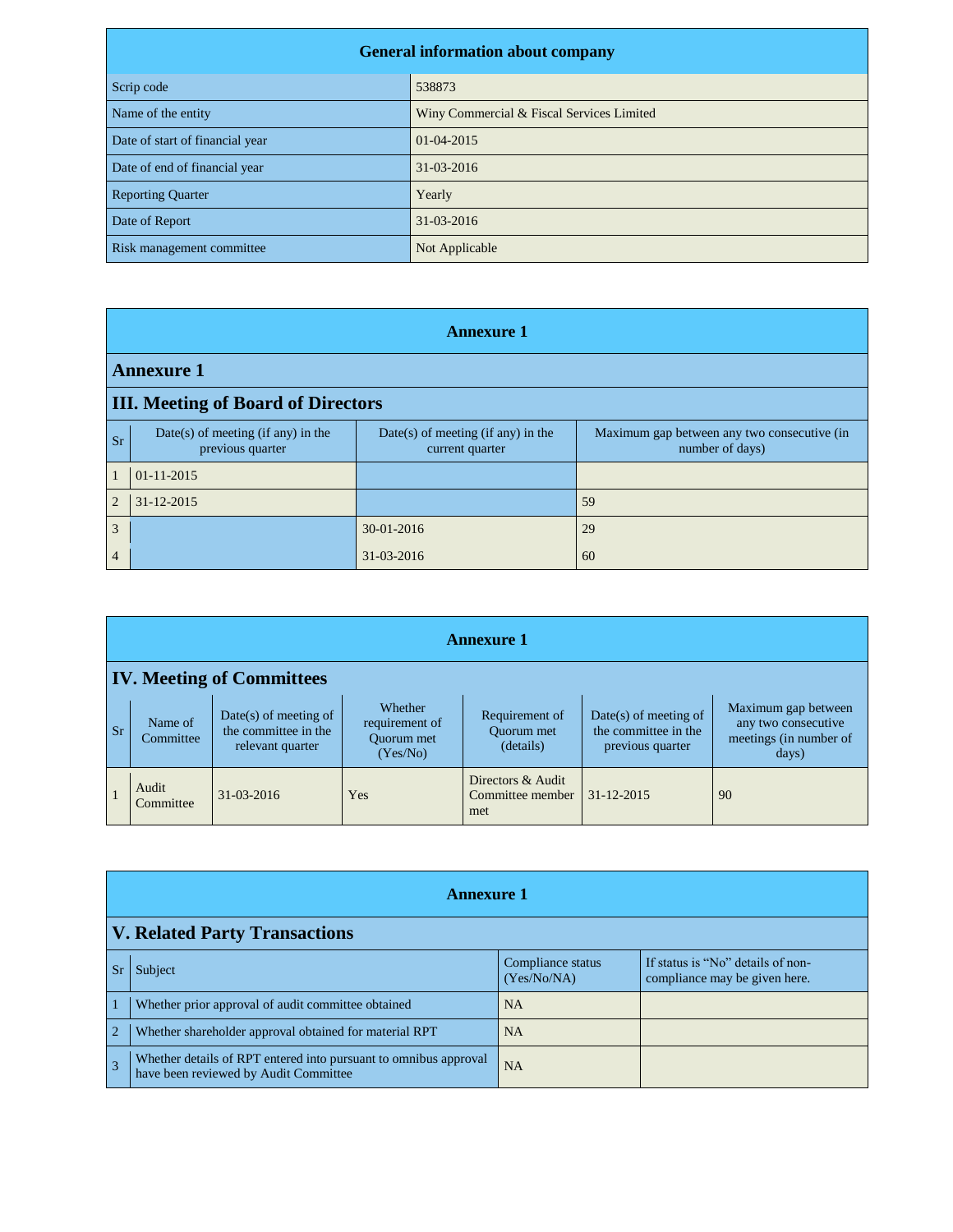| General information about company | |
|---|---|
| Scrip code | 538873 |
| Name of the entity | Winy Commercial & Fiscal Services Limited |
| Date of start of financial year | 01-04-2015 |
| Date of end of financial year | 31-03-2016 |
| Reporting Quarter | Yearly |
| Date of Report | 31-03-2016 |
| Risk management committee | Not Applicable |

## Annexure 1

### Annexure 1

### III. Meeting of Board of Directors

| Sr | Date(s) of meeting (if any) in the previous quarter | Date(s) of meeting (if any) in the current quarter | Maximum gap between any two consecutive (in number of days) |
|---|---|---|---|
| 1 | 01-11-2015 | | |
| 2 | 31-12-2015 | | 59 |
| 3 | | 30-01-2016 | 29 |
| 4 | | 31-03-2016 | 60 |

## Annexure 1

### IV. Meeting of Committees

| Sr | Name of Committee | Date(s) of meeting of the committee in the relevant quarter | Whether requirement of Quorum met (Yes/No) | Requirement of Quorum met (details) | Date(s) of meeting of the committee in the previous quarter | Maximum gap between any two consecutive meetings (in number of days) |
|---|---|---|---|---|---|---|
| 1 | Audit Committee | 31-03-2016 | Yes | Directors & Audit Committee member met | 31-12-2015 | 90 |

## Annexure 1

### V. Related Party Transactions

| Sr | Subject | Compliance status (Yes/No/NA) | If status is "No" details of non-compliance may be given here. |
|---|---|---|---|
| 1 | Whether prior approval of audit committee obtained | NA | |
| 2 | Whether shareholder approval obtained for material RPT | NA | |
| 3 | Whether details of RPT entered into pursuant to omnibus approval have been reviewed by Audit Committee | NA | |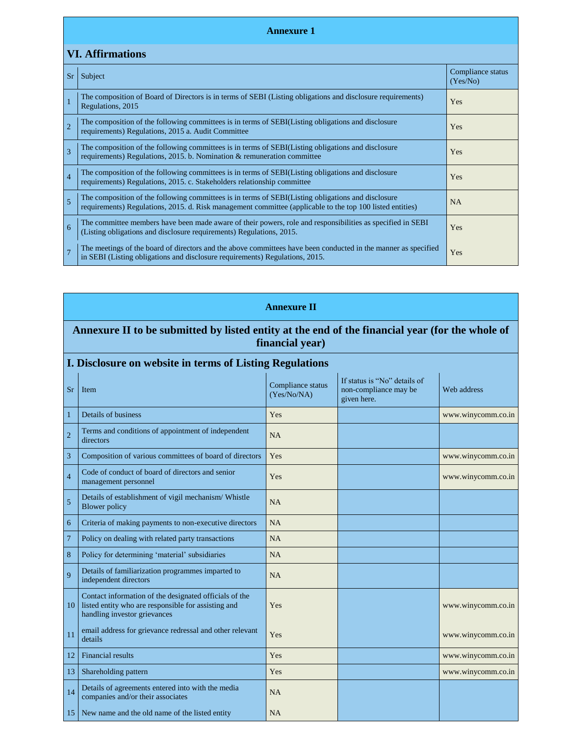## Annexure 1

### VI. Affirmations

| Sr | Subject | Compliance status (Yes/No) |
|---|---|---|
| 1 | The composition of Board of Directors is in terms of SEBI (Listing obligations and disclosure requirements) Regulations, 2015 | Yes |
| 2 | The composition of the following committees is in terms of SEBI(Listing obligations and disclosure requirements) Regulations, 2015 a. Audit Committee | Yes |
| 3 | The composition of the following committees is in terms of SEBI(Listing obligations and disclosure requirements) Regulations, 2015. b. Nomination & remuneration committee | Yes |
| 4 | The composition of the following committees is in terms of SEBI(Listing obligations and disclosure requirements) Regulations, 2015. c. Stakeholders relationship committee | Yes |
| 5 | The composition of the following committees is in terms of SEBI(Listing obligations and disclosure requirements) Regulations, 2015. d. Risk management committee (applicable to the top 100 listed entities) | NA |
| 6 | The committee members have been made aware of their powers, role and responsibilities as specified in SEBI (Listing obligations and disclosure requirements) Regulations, 2015. | Yes |
| 7 | The meetings of the board of directors and the above committees have been conducted in the manner as specified in SEBI (Listing obligations and disclosure requirements) Regulations, 2015. | Yes |

## Annexure II

### Annexure II to be submitted by listed entity at the end of the financial year (for the whole of financial year)

### I. Disclosure on website in terms of Listing Regulations

| Sr | Item | Compliance status (Yes/No/NA) | If status is “No” details of non-compliance may be given here. | Web address |
|---|---|---|---|---|
| 1 | Details of business | Yes | | www.winycomm.co.in |
| 2 | Terms and conditions of appointment of independent directors | NA | | |
| 3 | Composition of various committees of board of directors | Yes | | www.winycomm.co.in |
| 4 | Code of conduct of board of directors and senior management personnel | Yes | | www.winycomm.co.in |
| 5 | Details of establishment of vigil mechanism/ Whistle Blower policy | NA | | |
| 6 | Criteria of making payments to non-executive directors | NA | | |
| 7 | Policy on dealing with related party transactions | NA | | |
| 8 | Policy for determining ‘material’ subsidiaries | NA | | |
| 9 | Details of familiarization programmes imparted to independent directors | NA | | |
| 10 | Contact information of the designated officials of the listed entity who are responsible for assisting and handling investor grievances | Yes | | www.winycomm.co.in |
| 11 | email address for grievance redressal and other relevant details | Yes | | www.winycomm.co.in |
| 12 | Financial results | Yes | | www.winycomm.co.in |
| 13 | Shareholding pattern | Yes | | www.winycomm.co.in |
| 14 | Details of agreements entered into with the media companies and/or their associates | NA | | |
| 15 | New name and the old name of the listed entity | NA | | |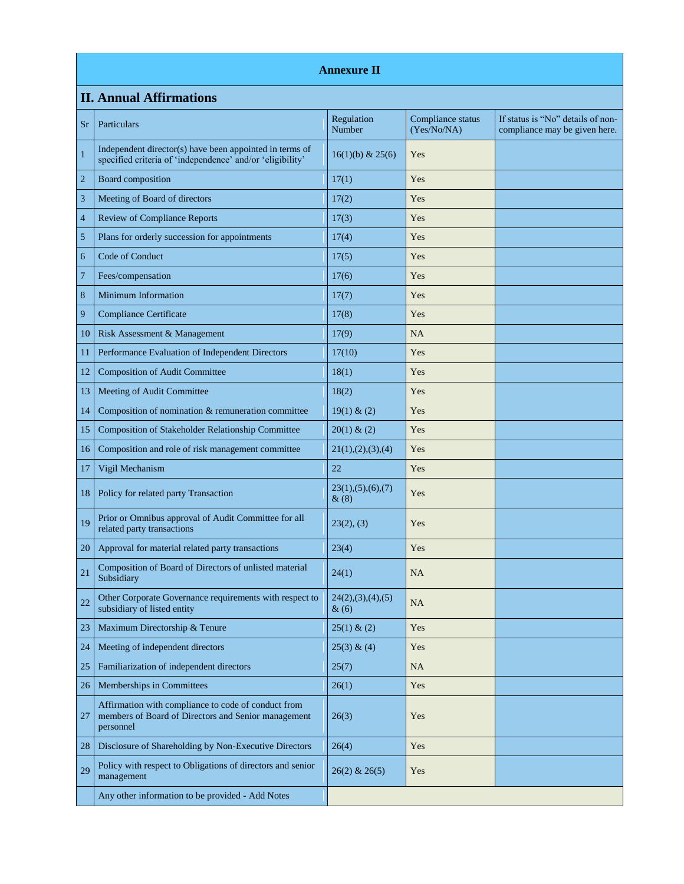## Annexure II

### II. Annual Affirmations

| Sr | Particulars | Regulation Number | Compliance status (Yes/No/NA) | If status is "No" details of non-compliance may be given here. |
|---|---|---|---|---|
| 1 | Independent director(s) have been appointed in terms of specified criteria of 'independence' and/or 'eligibility' | 16(1)(b) & 25(6) | Yes | |
| 2 | Board composition | 17(1) | Yes | |
| 3 | Meeting of Board of directors | 17(2) | Yes | |
| 4 | Review of Compliance Reports | 17(3) | Yes | |
| 5 | Plans for orderly succession for appointments | 17(4) | Yes | |
| 6 | Code of Conduct | 17(5) | Yes | |
| 7 | Fees/compensation | 17(6) | Yes | |
| 8 | Minimum Information | 17(7) | Yes | |
| 9 | Compliance Certificate | 17(8) | Yes | |
| 10 | Risk Assessment & Management | 17(9) | NA | |
| 11 | Performance Evaluation of Independent Directors | 17(10) | Yes | |
| 12 | Composition of Audit Committee | 18(1) | Yes | |
| 13 | Meeting of Audit Committee | 18(2) | Yes | |
| 14 | Composition of nomination & remuneration committee | 19(1) & (2) | Yes | |
| 15 | Composition of Stakeholder Relationship Committee | 20(1) & (2) | Yes | |
| 16 | Composition and role of risk management committee | 21(1),(2),(3),(4) | Yes | |
| 17 | Vigil Mechanism | 22 | Yes | |
| 18 | Policy for related party Transaction | 23(1),(5),(6),(7) & (8) | Yes | |
| 19 | Prior or Omnibus approval of Audit Committee for all related party transactions | 23(2), (3) | Yes | |
| 20 | Approval for material related party transactions | 23(4) | Yes | |
| 21 | Composition of Board of Directors of unlisted material Subsidiary | 24(1) | NA | |
| 22 | Other Corporate Governance requirements with respect to subsidiary of listed entity | 24(2),(3),(4),(5) & (6) | NA | |
| 23 | Maximum Directorship & Tenure | 25(1) & (2) | Yes | |
| 24 | Meeting of independent directors | 25(3) & (4) | Yes | |
| 25 | Familiarization of independent directors | 25(7) | NA | |
| 26 | Memberships in Committees | 26(1) | Yes | |
| 27 | Affirmation with compliance to code of conduct from members of Board of Directors and Senior management personnel | 26(3) | Yes | |
| 28 | Disclosure of Shareholding by Non-Executive Directors | 26(4) | Yes | |
| 29 | Policy with respect to Obligations of directors and senior management | 26(2) & 26(5) | Yes | |
| | Any other information to be provided - Add Notes | | | |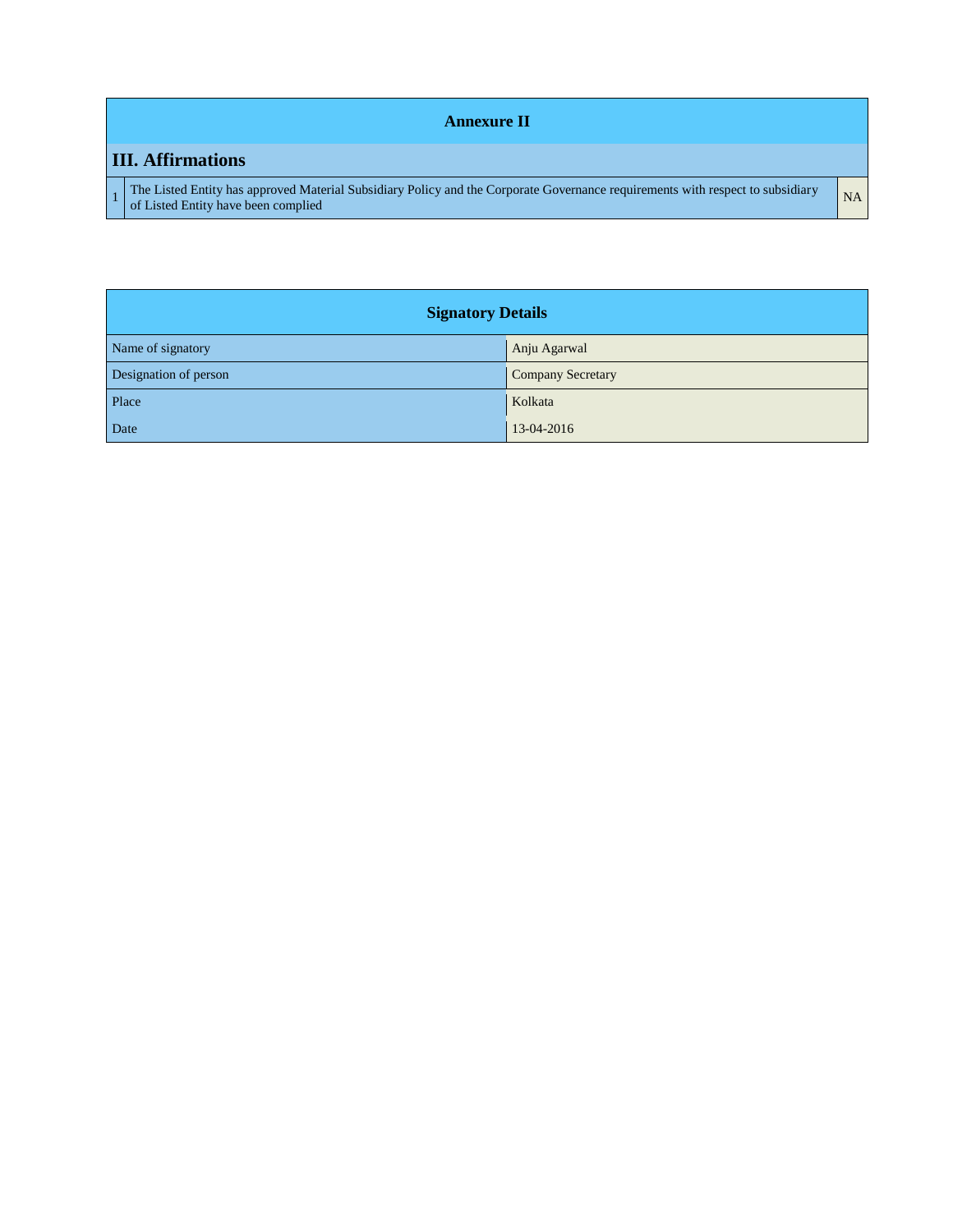## Annexure II

### III. Affirmations

| | | |
|---|---|---|
| 1 | The Listed Entity has approved Material Subsidiary Policy and the Corporate Governance requirements with respect to subsidiary of Listed Entity have been complied | NA |

## Signatory Details

| | |
|---|---|
| Name of signatory | Anju Agarwal |
| Designation of person | Company Secretary |
| Place | Kolkata |
| Date | 13-04-2016 |